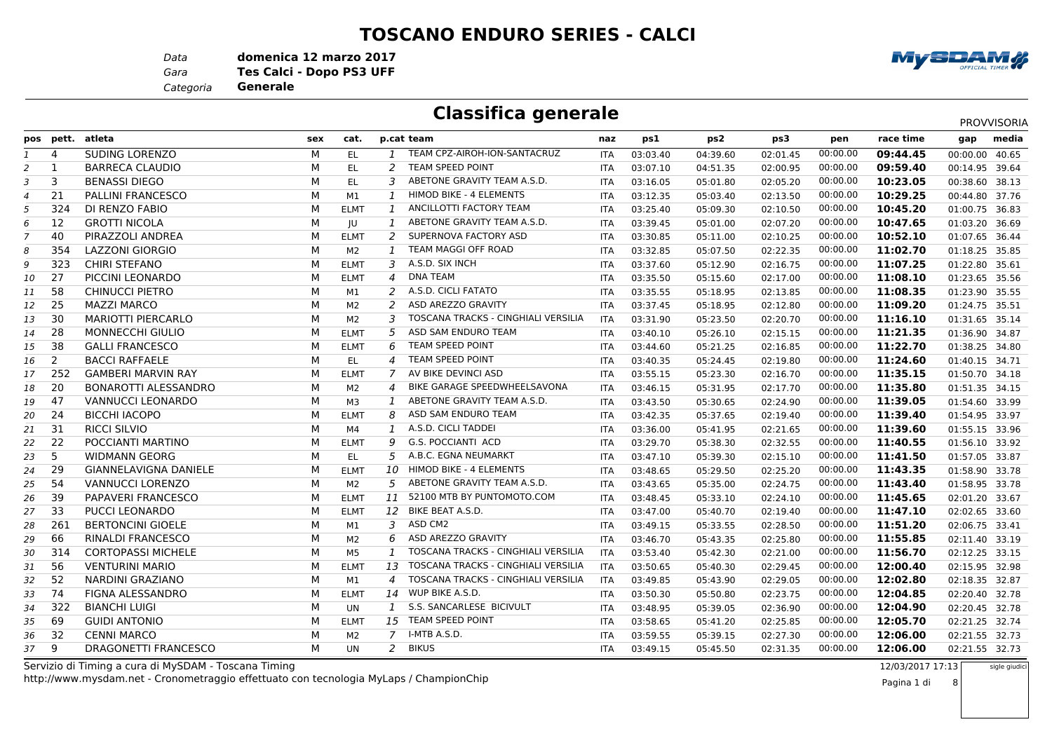# TOSCANO ENDURO SERIES - CALCI

*Data* **domenica 12 marzo 2017**
*Gara* **Tes Calci - Dopo PS3 UFF**
*Categoria* **Generale**

## Classifica generale

PROVVISORIA

| pos | pett. | atleta | sex | cat. | p.cat | team | naz | ps1 | ps2 | ps3 | pen | race time | gap | media |
|---|---|---|---|---|---|---|---|---|---|---|---|---|---|---|
| 1 | 4 | SUDING LORENZO | M | EL | 1 | TEAM CPZ-AIROH-ION-SANTACRUZ | ITA | 03:03.40 | 04:39.60 | 02:01.45 | 00:00.00 | **09:44.45** | 00:00.00 | 40.65 |
| 2 | 1 | BARRECA CLAUDIO | M | EL | 2 | TEAM SPEED POINT | ITA | 03:07.10 | 04:51.35 | 02:00.95 | 00:00.00 | **09:59.40** | 00:14.95 | 39.64 |
| 3 | 3 | BENASSI DIEGO | M | EL | 3 | ABETONE GRAVITY TEAM A.S.D. | ITA | 03:16.05 | 05:01.80 | 02:05.20 | 00:00.00 | **10:23.05** | 00:38.60 | 38.13 |
| 4 | 21 | PALLINI FRANCESCO | M | M1 | 1 | HIMOD BIKE - 4 ELEMENTS | ITA | 03:12.35 | 05:03.40 | 02:13.50 | 00:00.00 | **10:29.25** | 00:44.80 | 37.76 |
| 5 | 324 | DI RENZO FABIO | M | ELMT | 1 | ANCILLOTTI FACTORY TEAM | ITA | 03:25.40 | 05:09.30 | 02:10.50 | 00:00.00 | **10:45.20** | 01:00.75 | 36.83 |
| 6 | 12 | GROTTI NICOLA | M | JU | 1 | ABETONE GRAVITY TEAM A.S.D. | ITA | 03:39.45 | 05:01.00 | 02:07.20 | 00:00.00 | **10:47.65** | 01:03.20 | 36.69 |
| 7 | 40 | PIRAZZOLI ANDREA | M | ELMT | 2 | SUPERNOVA FACTORY ASD | ITA | 03:30.85 | 05:11.00 | 02:10.25 | 00:00.00 | **10:52.10** | 01:07.65 | 36.44 |
| 8 | 354 | LAZZONI GIORGIO | M | M2 | 1 | TEAM MAGGI OFF ROAD | ITA | 03:32.85 | 05:07.50 | 02:22.35 | 00:00.00 | **11:02.70** | 01:18.25 | 35.85 |
| 9 | 323 | CHIRI STEFANO | M | ELMT | 3 | A.S.D. SIX INCH | ITA | 03:37.60 | 05:12.90 | 02:16.75 | 00:00.00 | **11:07.25** | 01:22.80 | 35.61 |
| 10 | 27 | PICCINI LEONARDO | M | ELMT | 4 | DNA TEAM | ITA | 03:35.50 | 05:15.60 | 02:17.00 | 00:00.00 | **11:08.10** | 01:23.65 | 35.56 |
| 11 | 58 | CHINUCCI PIETRO | M | M1 | 2 | A.S.D. CICLI FATATO | ITA | 03:35.55 | 05:18.95 | 02:13.85 | 00:00.00 | **11:08.35** | 01:23.90 | 35.55 |
| 12 | 25 | MAZZI MARCO | M | M2 | 2 | ASD AREZZO GRAVITY | ITA | 03:37.45 | 05:18.95 | 02:12.80 | 00:00.00 | **11:09.20** | 01:24.75 | 35.51 |
| 13 | 30 | MARIOTTI PIERCARLO | M | M2 | 3 | TOSCANA TRACKS - CINGHIALI VERSILIA | ITA | 03:31.90 | 05:23.50 | 02:20.70 | 00:00.00 | **11:16.10** | 01:31.65 | 35.14 |
| 14 | 28 | MONNECCHI GIULIO | M | ELMT | 5 | ASD SAM ENDURO TEAM | ITA | 03:40.10 | 05:26.10 | 02:15.15 | 00:00.00 | **11:21.35** | 01:36.90 | 34.87 |
| 15 | 38 | GALLI FRANCESCO | M | ELMT | 6 | TEAM SPEED POINT | ITA | 03:44.60 | 05:21.25 | 02:16.85 | 00:00.00 | **11:22.70** | 01:38.25 | 34.80 |
| 16 | 2 | BACCI RAFFAELE | M | EL | 4 | TEAM SPEED POINT | ITA | 03:40.35 | 05:24.45 | 02:19.80 | 00:00.00 | **11:24.60** | 01:40.15 | 34.71 |
| 17 | 252 | GAMBERI MARVIN RAY | M | ELMT | 7 | AV BIKE DEVINCI ASD | ITA | 03:55.15 | 05:23.30 | 02:16.70 | 00:00.00 | **11:35.15** | 01:50.70 | 34.18 |
| 18 | 20 | BONAROTTI ALESSANDRO | M | M2 | 4 | BIKE GARAGE SPEEDWHEELSAVONA | ITA | 03:46.15 | 05:31.95 | 02:17.70 | 00:00.00 | **11:35.80** | 01:51.35 | 34.15 |
| 19 | 47 | VANNUCCI LEONARDO | M | M3 | 1 | ABETONE GRAVITY TEAM A.S.D. | ITA | 03:43.50 | 05:30.65 | 02:24.90 | 00:00.00 | **11:39.05** | 01:54.60 | 33.99 |
| 20 | 24 | BICCHI IACOPO | M | ELMT | 8 | ASD SAM ENDURO TEAM | ITA | 03:42.35 | 05:37.65 | 02:19.40 | 00:00.00 | **11:39.40** | 01:54.95 | 33.97 |
| 21 | 31 | RICCI SILVIO | M | M4 | 1 | A.S.D. CICLI TADDEI | ITA | 03:36.00 | 05:41.95 | 02:21.65 | 00:00.00 | **11:39.60** | 01:55.15 | 33.96 |
| 22 | 22 | POCCIANTI MARTINO | M | ELMT | 9 | G.S. POCCIANTI ACD | ITA | 03:29.70 | 05:38.30 | 02:32.55 | 00:00.00 | **11:40.55** | 01:56.10 | 33.92 |
| 23 | 5 | WIDMANN GEORG | M | EL | 5 | A.B.C. EGNA NEUMARKT | ITA | 03:47.10 | 05:39.30 | 02:15.10 | 00:00.00 | **11:41.50** | 01:57.05 | 33.87 |
| 24 | 29 | GIANNELAVIGNA DANIELE | M | ELMT | 10 | HIMOD BIKE - 4 ELEMENTS | ITA | 03:48.65 | 05:29.50 | 02:25.20 | 00:00.00 | **11:43.35** | 01:58.90 | 33.78 |
| 25 | 54 | VANNUCCI LORENZO | M | M2 | 5 | ABETONE GRAVITY TEAM A.S.D. | ITA | 03:43.65 | 05:35.00 | 02:24.75 | 00:00.00 | **11:43.40** | 01:58.95 | 33.78 |
| 26 | 39 | PAPAVERI FRANCESCO | M | ELMT | 11 | 52100 MTB BY PUNTOMOTO.COM | ITA | 03:48.45 | 05:33.10 | 02:24.10 | 00:00.00 | **11:45.65** | 02:01.20 | 33.67 |
| 27 | 33 | PUCCI LEONARDO | M | ELMT | 12 | BIKE BEAT A.S.D. | ITA | 03:47.00 | 05:40.70 | 02:19.40 | 00:00.00 | **11:47.10** | 02:02.65 | 33.60 |
| 28 | 261 | BERTONCINI GIOELE | M | M1 | 3 | ASD CM2 | ITA | 03:49.15 | 05:33.55 | 02:28.50 | 00:00.00 | **11:51.20** | 02:06.75 | 33.41 |
| 29 | 66 | RINALDI FRANCESCO | M | M2 | 6 | ASD AREZZO GRAVITY | ITA | 03:46.70 | 05:43.35 | 02:25.80 | 00:00.00 | **11:55.85** | 02:11.40 | 33.19 |
| 30 | 314 | CORTOPASSI MICHELE | M | M5 | 1 | TOSCANA TRACKS - CINGHIALI VERSILIA | ITA | 03:53.40 | 05:42.30 | 02:21.00 | 00:00.00 | **11:56.70** | 02:12.25 | 33.15 |
| 31 | 56 | VENTURINI MARIO | M | ELMT | 13 | TOSCANA TRACKS - CINGHIALI VERSILIA | ITA | 03:50.65 | 05:40.30 | 02:29.45 | 00:00.00 | **12:00.40** | 02:15.95 | 32.98 |
| 32 | 52 | NARDINI GRAZIANO | M | M1 | 4 | TOSCANA TRACKS - CINGHIALI VERSILIA | ITA | 03:49.85 | 05:43.90 | 02:29.05 | 00:00.00 | **12:02.80** | 02:18.35 | 32.87 |
| 33 | 74 | FIGNA ALESSANDRO | M | ELMT | 14 | WUP BIKE A.S.D. | ITA | 03:50.30 | 05:50.80 | 02:23.75 | 00:00.00 | **12:04.85** | 02:20.40 | 32.78 |
| 34 | 322 | BIANCHI LUIGI | M | UN | 1 | S.S. SANCARLESE BICIVULT | ITA | 03:48.95 | 05:39.05 | 02:36.90 | 00:00.00 | **12:04.90** | 02:20.45 | 32.78 |
| 35 | 69 | GUIDI ANTONIO | M | ELMT | 15 | TEAM SPEED POINT | ITA | 03:58.65 | 05:41.20 | 02:25.85 | 00:00.00 | **12:05.70** | 02:21.25 | 32.74 |
| 36 | 32 | CENNI MARCO | M | M2 | 7 | I-MTB A.S.D. | ITA | 03:59.55 | 05:39.15 | 02:27.30 | 00:00.00 | **12:06.00** | 02:21.55 | 32.73 |
| 37 | 9 | DRAGONETTI FRANCESCO | M | UN | 2 | BIKUS | ITA | 03:49.15 | 05:45.50 | 02:31.35 | 00:00.00 | **12:06.00** | 02:21.55 | 32.73 |

Servizio di Timing a cura di MySDAM - Toscana Timing
http://www.mysdam.net - Cronometraggio effettuato con tecnologia MyLaps / ChampionChip

12/03/2017 17:13

sigle giudici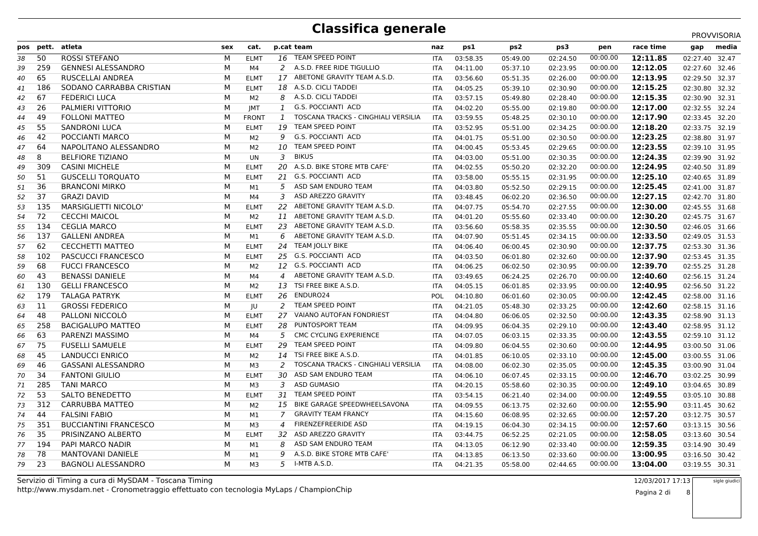# Classifica generale

PROVVISORIA

| pos | pett. | atleta | sex | cat. | p.cat | team | naz | ps1 | ps2 | ps3 | pen | race time | gap | media |
|---|---|---|---|---|---|---|---|---|---|---|---|---|---|---|
| 38 | 50 | ROSSI STEFANO | M | ELMT | 16 | TEAM SPEED POINT | ITA | 03:58.35 | 05:49.00 | 02:24.50 | 00:00.00 | **12:11.85** | 02:27.40 | 32.47 |
| 39 | 259 | GENNESI ALESSANDRO | M | M4 | 2 | A.S.D. FREE RIDE TIGULLIO | ITA | 04:11.00 | 05:37.10 | 02:23.95 | 00:00.00 | **12:12.05** | 02:27.60 | 32.46 |
| 40 | 65 | RUSCELLAI ANDREA | M | ELMT | 17 | ABETONE GRAVITY TEAM A.S.D. | ITA | 03:56.60 | 05:51.35 | 02:26.00 | 00:00.00 | **12:13.95** | 02:29.50 | 32.37 |
| 41 | 186 | SODANO CARRABBA CRISTIAN | M | ELMT | 18 | A.S.D. CICLI TADDEI | ITA | 04:05.25 | 05:39.10 | 02:30.90 | 00:00.00 | **12:15.25** | 02:30.80 | 32.32 |
| 42 | 67 | FEDERICI LUCA | M | M2 | 8 | A.S.D. CICLI TADDEI | ITA | 03:57.15 | 05:49.80 | 02:28.40 | 00:00.00 | **12:15.35** | 02:30.90 | 32.31 |
| 43 | 26 | PALMIERI VITTORIO | M | JMT | 1 | G.S. POCCIANTI ACD | ITA | 04:02.20 | 05:55.00 | 02:19.80 | 00:00.00 | **12:17.00** | 02:32.55 | 32.24 |
| 44 | 49 | FOLLONI MATTEO | M | FRONT | 1 | TOSCANA TRACKS - CINGHIALI VERSILIA | ITA | 03:59.55 | 05:48.25 | 02:30.10 | 00:00.00 | **12:17.90** | 02:33.45 | 32.20 |
| 45 | 55 | SANDRONI LUCA | M | ELMT | 19 | TEAM SPEED POINT | ITA | 03:52.95 | 05:51.00 | 02:34.25 | 00:00.00 | **12:18.20** | 02:33.75 | 32.19 |
| 46 | 42 | POCCIANTI MARCO | M | M2 | 9 | G.S. POCCIANTI ACD | ITA | 04:01.75 | 05:51.00 | 02:30.50 | 00:00.00 | **12:23.25** | 02:38.80 | 31.97 |
| 47 | 64 | NAPOLITANO ALESSANDRO | M | M2 | 10 | TEAM SPEED POINT | ITA | 04:00.45 | 05:53.45 | 02:29.65 | 00:00.00 | **12:23.55** | 02:39.10 | 31.95 |
| 48 | 8 | BELFIORE TIZIANO | M | UN | 3 | BIKUS | ITA | 04:03.00 | 05:51.00 | 02:30.35 | 00:00.00 | **12:24.35** | 02:39.90 | 31.92 |
| 49 | 309 | CASINI MICHELE | M | ELMT | 20 | A.S.D. BIKE STORE MTB CAFE' | ITA | 04:02.55 | 05:50.20 | 02:32.20 | 00:00.00 | **12:24.95** | 02:40.50 | 31.89 |
| 50 | 51 | GUSCELLI TORQUATO | M | ELMT | 21 | G.S. POCCIANTI ACD | ITA | 03:58.00 | 05:55.15 | 02:31.95 | 00:00.00 | **12:25.10** | 02:40.65 | 31.89 |
| 51 | 36 | BRANCONI MIRKO | M | M1 | 5 | ASD SAM ENDURO TEAM | ITA | 04:03.80 | 05:52.50 | 02:29.15 | 00:00.00 | **12:25.45** | 02:41.00 | 31.87 |
| 52 | 37 | GRAZI DAVID | M | M4 | 3 | ASD AREZZO GRAVITY | ITA | 03:48.45 | 06:02.20 | 02:36.50 | 00:00.00 | **12:27.15** | 02:42.70 | 31.80 |
| 53 | 135 | MARSIGLIETTI NICOLO' | M | ELMT | 22 | ABETONE GRAVITY TEAM A.S.D. | ITA | 04:07.75 | 05:54.70 | 02:27.55 | 00:00.00 | **12:30.00** | 02:45.55 | 31.68 |
| 54 | 72 | CECCHI MAICOL | M | M2 | 11 | ABETONE GRAVITY TEAM A.S.D. | ITA | 04:01.20 | 05:55.60 | 02:33.40 | 00:00.00 | **12:30.20** | 02:45.75 | 31.67 |
| 55 | 134 | CEGLIA MARCO | M | ELMT | 23 | ABETONE GRAVITY TEAM A.S.D. | ITA | 03:56.60 | 05:58.35 | 02:35.55 | 00:00.00 | **12:30.50** | 02:46.05 | 31.66 |
| 56 | 137 | GALLENI ANDREA | M | M1 | 6 | ABETONE GRAVITY TEAM A.S.D. | ITA | 04:07.90 | 05:51.45 | 02:34.15 | 00:00.00 | **12:33.50** | 02:49.05 | 31.53 |
| 57 | 62 | CECCHETTI MATTEO | M | ELMT | 24 | TEAM JOLLY BIKE | ITA | 04:06.40 | 06:00.45 | 02:30.90 | 00:00.00 | **12:37.75** | 02:53.30 | 31.36 |
| 58 | 102 | PASCUCCI FRANCESCO | M | ELMT | 25 | G.S. POCCIANTI ACD | ITA | 04:03.50 | 06:01.80 | 02:32.60 | 00:00.00 | **12:37.90** | 02:53.45 | 31.35 |
| 59 | 68 | FUCCI FRANCESCO | M | M2 | 12 | G.S. POCCIANTI ACD | ITA | 04:06.25 | 06:02.50 | 02:30.95 | 00:00.00 | **12:39.70** | 02:55.25 | 31.28 |
| 60 | 43 | BENASSI DANIELE | M | M4 | 4 | ABETONE GRAVITY TEAM A.S.D. | ITA | 03:49.65 | 06:24.25 | 02:26.70 | 00:00.00 | **12:40.60** | 02:56.15 | 31.24 |
| 61 | 130 | GELLI FRANCESCO | M | M2 | 13 | TSI FREE BIKE A.S.D. | ITA | 04:05.15 | 06:01.85 | 02:33.95 | 00:00.00 | **12:40.95** | 02:56.50 | 31.22 |
| 62 | 179 | TALAGA PATRYK | M | ELMT | 26 | ENDURO24 | POL | 04:10.80 | 06:01.60 | 02:30.05 | 00:00.00 | **12:42.45** | 02:58.00 | 31.16 |
| 63 | 11 | GROSSI FEDERICO | M | JU | 2 | TEAM SPEED POINT | ITA | 04:21.05 | 05:48.30 | 02:33.25 | 00:00.00 | **12:42.60** | 02:58.15 | 31.16 |
| 64 | 48 | PALLONI NICCOLÒ | M | ELMT | 27 | VAIANO AUTOFAN FONDRIEST | ITA | 04:04.80 | 06:06.05 | 02:32.50 | 00:00.00 | **12:43.35** | 02:58.90 | 31.13 |
| 65 | 258 | BACIGALUPO MATTEO | M | ELMT | 28 | PUNTOSPORT TEAM | ITA | 04:09.95 | 06:04.35 | 02:29.10 | 00:00.00 | **12:43.40** | 02:58.95 | 31.12 |
| 66 | 63 | PARENZI MASSIMO | M | M4 | 5 | CMC CYCLING EXPERIENCE | ITA | 04:07.05 | 06:03.15 | 02:33.35 | 00:00.00 | **12:43.55** | 02:59.10 | 31.12 |
| 67 | 75 | FUSELLI SAMUELE | M | ELMT | 29 | TEAM SPEED POINT | ITA | 04:09.80 | 06:04.55 | 02:30.60 | 00:00.00 | **12:44.95** | 03:00.50 | 31.06 |
| 68 | 45 | LANDUCCI ENRICO | M | M2 | 14 | TSI FREE BIKE A.S.D. | ITA | 04:01.85 | 06:10.05 | 02:33.10 | 00:00.00 | **12:45.00** | 03:00.55 | 31.06 |
| 69 | 46 | GASSANI ALESSANDRO | M | M3 | 2 | TOSCANA TRACKS - CINGHIALI VERSILIA | ITA | 04:08.00 | 06:02.30 | 02:35.05 | 00:00.00 | **12:45.35** | 03:00.90 | 31.04 |
| 70 | 34 | FANTONI GIULIO | M | ELMT | 30 | ASD SAM ENDURO TEAM | ITA | 04:06.10 | 06:07.45 | 02:33.15 | 00:00.00 | **12:46.70** | 03:02.25 | 30.99 |
| 71 | 285 | TANI MARCO | M | M3 | 3 | ASD GUMASIO | ITA | 04:20.15 | 05:58.60 | 02:30.35 | 00:00.00 | **12:49.10** | 03:04.65 | 30.89 |
| 72 | 53 | SALTO BENEDETTO | M | ELMT | 31 | TEAM SPEED POINT | ITA | 03:54.15 | 06:21.40 | 02:34.00 | 00:00.00 | **12:49.55** | 03:05.10 | 30.88 |
| 73 | 312 | CARRUBBA MATTEO | M | M2 | 15 | BIKE GARAGE SPEEDWHEELSAVONA | ITA | 04:09.55 | 06:13.75 | 02:32.60 | 00:00.00 | **12:55.90** | 03:11.45 | 30.62 |
| 74 | 44 | FALSINI FABIO | M | M1 | 7 | GRAVITY TEAM FRANCY | ITA | 04:15.60 | 06:08.95 | 02:32.65 | 00:00.00 | **12:57.20** | 03:12.75 | 30.57 |
| 75 | 351 | BUCCIANTINI FRANCESCO | M | M3 | 4 | FIRENZEFREERIDE ASD | ITA | 04:19.15 | 06:04.30 | 02:34.15 | 00:00.00 | **12:57.60** | 03:13.15 | 30.56 |
| 76 | 35 | PRISINZANO ALBERTO | M | ELMT | 32 | ASD AREZZO GRAVITY | ITA | 03:44.75 | 06:52.25 | 02:21.05 | 00:00.00 | **12:58.05** | 03:13.60 | 30.54 |
| 77 | 194 | PAPI MARCO NADIR | M | M1 | 8 | ASD SAM ENDURO TEAM | ITA | 04:13.05 | 06:12.90 | 02:33.40 | 00:00.00 | **12:59.35** | 03:14.90 | 30.49 |
| 78 | 78 | MANTOVANI DANIELE | M | M1 | 9 | A.S.D. BIKE STORE MTB CAFE' | ITA | 04:13.85 | 06:13.50 | 02:33.60 | 00:00.00 | **13:00.95** | 03:16.50 | 30.42 |
| 79 | 23 | BAGNOLI ALESSANDRO | M | M3 | 5 | I-MTB A.S.D. | ITA | 04:21.35 | 05:58.00 | 02:44.65 | 00:00.00 | **13:04.00** | 03:19.55 | 30.31 |

Servizio di Timing a cura di MySDAM - Toscana Timing
http://www.mysdam.net - Cronometraggio effettuato con tecnologia MyLaps / ChampionChip

12/03/2017 17:13

sigle giudici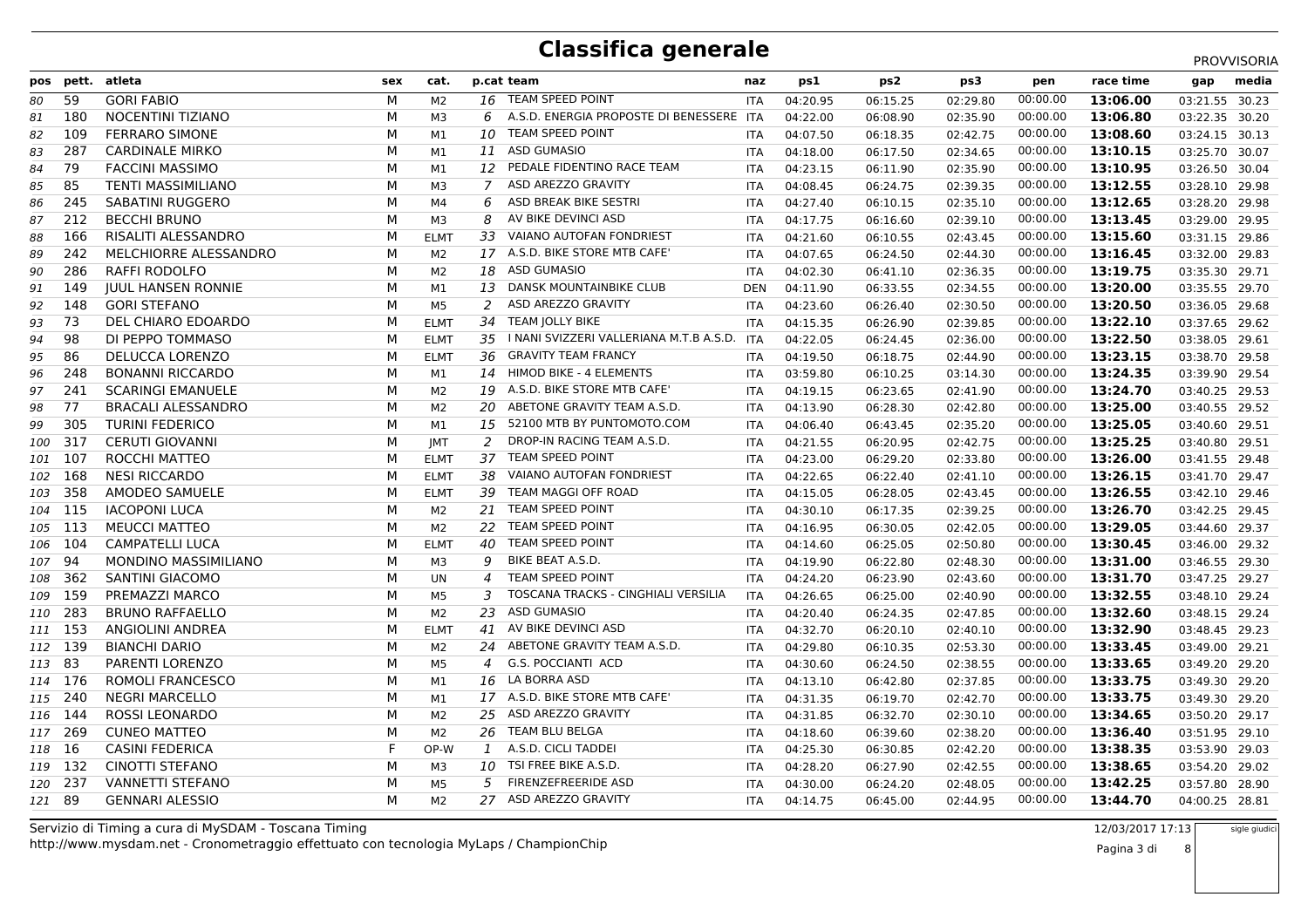# Classifica generale

PROVVISORIA

| pos | pett. | atleta | sex | cat. | p.cat | team | naz | ps1 | ps2 | ps3 | pen | race time | gap | media |
|---|---|---|---|---|---|---|---|---|---|---|---|---|---|---|
| 80 | 59 | GORI FABIO | M | M2 | 16 | TEAM SPEED POINT | ITA | 04:20.95 | 06:15.25 | 02:29.80 | 00:00.00 | **13:06.00** | 03:21.55 | 30.23 |
| 81 | 180 | NOCENTINI TIZIANO | M | M3 | 6 | A.S.D. ENERGIA PROPOSTE DI BENESSERE | ITA | 04:22.00 | 06:08.90 | 02:35.90 | 00:00.00 | **13:06.80** | 03:22.35 | 30.20 |
| 82 | 109 | FERRARO SIMONE | M | M1 | 10 | TEAM SPEED POINT | ITA | 04:07.50 | 06:18.35 | 02:42.75 | 00:00.00 | **13:08.60** | 03:24.15 | 30.13 |
| 83 | 287 | CARDINALE MIRKO | M | M1 | 11 | ASD GUMASIO | ITA | 04:18.00 | 06:17.50 | 02:34.65 | 00:00.00 | **13:10.15** | 03:25.70 | 30.07 |
| 84 | 79 | FACCINI MASSIMO | M | M1 | 12 | PEDALE FIDENTINO RACE TEAM | ITA | 04:23.15 | 06:11.90 | 02:35.90 | 00:00.00 | **13:10.95** | 03:26.50 | 30.04 |
| 85 | 85 | TENTI MASSIMILIANO | M | M3 | 7 | ASD AREZZO GRAVITY | ITA | 04:08.45 | 06:24.75 | 02:39.35 | 00:00.00 | **13:12.55** | 03:28.10 | 29.98 |
| 86 | 245 | SABATINI RUGGERO | M | M4 | 6 | ASD BREAK BIKE SESTRI | ITA | 04:27.40 | 06:10.15 | 02:35.10 | 00:00.00 | **13:12.65** | 03:28.20 | 29.98 |
| 87 | 212 | BECCHI BRUNO | M | M3 | 8 | AV BIKE DEVINCI ASD | ITA | 04:17.75 | 06:16.60 | 02:39.10 | 00:00.00 | **13:13.45** | 03:29.00 | 29.95 |
| 88 | 166 | RISALITI ALESSANDRO | M | ELMT | 33 | VAIANO AUTOFAN FONDRIEST | ITA | 04:21.60 | 06:10.55 | 02:43.45 | 00:00.00 | **13:15.60** | 03:31.15 | 29.86 |
| 89 | 242 | MELCHIORRE ALESSANDRO | M | M2 | 17 | A.S.D. BIKE STORE MTB CAFE' | ITA | 04:07.65 | 06:24.50 | 02:44.30 | 00:00.00 | **13:16.45** | 03:32.00 | 29.83 |
| 90 | 286 | RAFFI RODOLFO | M | M2 | 18 | ASD GUMASIO | ITA | 04:02.30 | 06:41.10 | 02:36.35 | 00:00.00 | **13:19.75** | 03:35.30 | 29.71 |
| 91 | 149 | JUUL HANSEN RONNIE | M | M1 | 13 | DANSK MOUNTAINBIKE CLUB | DEN | 04:11.90 | 06:33.55 | 02:34.55 | 00:00.00 | **13:20.00** | 03:35.55 | 29.70 |
| 92 | 148 | GORI STEFANO | M | M5 | 2 | ASD AREZZO GRAVITY | ITA | 04:23.60 | 06:26.40 | 02:30.50 | 00:00.00 | **13:20.50** | 03:36.05 | 29.68 |
| 93 | 73 | DEL CHIARO EDOARDO | M | ELMT | 34 | TEAM JOLLY BIKE | ITA | 04:15.35 | 06:26.90 | 02:39.85 | 00:00.00 | **13:22.10** | 03:37.65 | 29.62 |
| 94 | 98 | DI PEPPO TOMMASO | M | ELMT | 35 | I NANI SVIZZERI VALLERIANA M.T.B A.S.D. | ITA | 04:22.05 | 06:24.45 | 02:36.00 | 00:00.00 | **13:22.50** | 03:38.05 | 29.61 |
| 95 | 86 | DELUCCA LORENZO | M | ELMT | 36 | GRAVITY TEAM FRANCY | ITA | 04:19.50 | 06:18.75 | 02:44.90 | 00:00.00 | **13:23.15** | 03:38.70 | 29.58 |
| 96 | 248 | BONANNI RICCARDO | M | M1 | 14 | HIMOD BIKE - 4 ELEMENTS | ITA | 03:59.80 | 06:10.25 | 03:14.30 | 00:00.00 | **13:24.35** | 03:39.90 | 29.54 |
| 97 | 241 | SCARINGI EMANUELE | M | M2 | 19 | A.S.D. BIKE STORE MTB CAFE' | ITA | 04:19.15 | 06:23.65 | 02:41.90 | 00:00.00 | **13:24.70** | 03:40.25 | 29.53 |
| 98 | 77 | BRACALI ALESSANDRO | M | M2 | 20 | ABETONE GRAVITY TEAM A.S.D. | ITA | 04:13.90 | 06:28.30 | 02:42.80 | 00:00.00 | **13:25.00** | 03:40.55 | 29.52 |
| 99 | 305 | TURINI FEDERICO | M | M1 | 15 | 52100 MTB BY PUNTOMOTO.COM | ITA | 04:06.40 | 06:43.45 | 02:35.20 | 00:00.00 | **13:25.05** | 03:40.60 | 29.51 |
| 100 | 317 | CERUTI GIOVANNI | M | JMT | 2 | DROP-IN RACING TEAM A.S.D. | ITA | 04:21.55 | 06:20.95 | 02:42.75 | 00:00.00 | **13:25.25** | 03:40.80 | 29.51 |
| 101 | 107 | ROCCHI MATTEO | M | ELMT | 37 | TEAM SPEED POINT | ITA | 04:23.00 | 06:29.20 | 02:33.80 | 00:00.00 | **13:26.00** | 03:41.55 | 29.48 |
| 102 | 168 | NESI RICCARDO | M | ELMT | 38 | VAIANO AUTOFAN FONDRIEST | ITA | 04:22.65 | 06:22.40 | 02:41.10 | 00:00.00 | **13:26.15** | 03:41.70 | 29.47 |
| 103 | 358 | AMODEO SAMUELE | M | ELMT | 39 | TEAM MAGGI OFF ROAD | ITA | 04:15.05 | 06:28.05 | 02:43.45 | 00:00.00 | **13:26.55** | 03:42.10 | 29.46 |
| 104 | 115 | IACOPONI LUCA | M | M2 | 21 | TEAM SPEED POINT | ITA | 04:30.10 | 06:17.35 | 02:39.25 | 00:00.00 | **13:26.70** | 03:42.25 | 29.45 |
| 105 | 113 | MEUCCI MATTEO | M | M2 | 22 | TEAM SPEED POINT | ITA | 04:16.95 | 06:30.05 | 02:42.05 | 00:00.00 | **13:29.05** | 03:44.60 | 29.37 |
| 106 | 104 | CAMPATELLI LUCA | M | ELMT | 40 | TEAM SPEED POINT | ITA | 04:14.60 | 06:25.05 | 02:50.80 | 00:00.00 | **13:30.45** | 03:46.00 | 29.32 |
| 107 | 94 | MONDINO MASSIMILIANO | M | M3 | 9 | BIKE BEAT A.S.D. | ITA | 04:19.90 | 06:22.80 | 02:48.30 | 00:00.00 | **13:31.00** | 03:46.55 | 29.30 |
| 108 | 362 | SANTINI GIACOMO | M | UN | 4 | TEAM SPEED POINT | ITA | 04:24.20 | 06:23.90 | 02:43.60 | 00:00.00 | **13:31.70** | 03:47.25 | 29.27 |
| 109 | 159 | PREMAZZI MARCO | M | M5 | 3 | TOSCANA TRACKS - CINGHIALI VERSILIA | ITA | 04:26.65 | 06:25.00 | 02:40.90 | 00:00.00 | **13:32.55** | 03:48.10 | 29.24 |
| 110 | 283 | BRUNO RAFFAELLO | M | M2 | 23 | ASD GUMASIO | ITA | 04:20.40 | 06:24.35 | 02:47.85 | 00:00.00 | **13:32.60** | 03:48.15 | 29.24 |
| 111 | 153 | ANGIOLINI ANDREA | M | ELMT | 41 | AV BIKE DEVINCI ASD | ITA | 04:32.70 | 06:20.10 | 02:40.10 | 00:00.00 | **13:32.90** | 03:48.45 | 29.23 |
| 112 | 139 | BIANCHI DARIO | M | M2 | 24 | ABETONE GRAVITY TEAM A.S.D. | ITA | 04:29.80 | 06:10.35 | 02:53.30 | 00:00.00 | **13:33.45** | 03:49.00 | 29.21 |
| 113 | 83 | PARENTI LORENZO | M | M5 | 4 | G.S. POCCIANTI ACD | ITA | 04:30.60 | 06:24.50 | 02:38.55 | 00:00.00 | **13:33.65** | 03:49.20 | 29.20 |
| 114 | 176 | ROMOLI FRANCESCO | M | M1 | 16 | LA BORRA ASD | ITA | 04:13.10 | 06:42.80 | 02:37.85 | 00:00.00 | **13:33.75** | 03:49.30 | 29.20 |
| 115 | 240 | NEGRI MARCELLO | M | M1 | 17 | A.S.D. BIKE STORE MTB CAFE' | ITA | 04:31.35 | 06:19.70 | 02:42.70 | 00:00.00 | **13:33.75** | 03:49.30 | 29.20 |
| 116 | 144 | ROSSI LEONARDO | M | M2 | 25 | ASD AREZZO GRAVITY | ITA | 04:31.85 | 06:32.70 | 02:30.10 | 00:00.00 | **13:34.65** | 03:50.20 | 29.17 |
| 117 | 269 | CUNEO MATTEO | M | M2 | 26 | TEAM BLU BELGA | ITA | 04:18.60 | 06:39.60 | 02:38.20 | 00:00.00 | **13:36.40** | 03:51.95 | 29.10 |
| 118 | 16 | CASINI FEDERICA | F | OP-W | 1 | A.S.D. CICLI TADDEI | ITA | 04:25.30 | 06:30.85 | 02:42.20 | 00:00.00 | **13:38.35** | 03:53.90 | 29.03 |
| 119 | 132 | CINOTTI STEFANO | M | M3 | 10 | TSI FREE BIKE A.S.D. | ITA | 04:28.20 | 06:27.90 | 02:42.55 | 00:00.00 | **13:38.65** | 03:54.20 | 29.02 |
| 120 | 237 | VANNETTI STEFANO | M | M5 | 5 | FIRENZEFREERIDE ASD | ITA | 04:30.00 | 06:24.20 | 02:48.05 | 00:00.00 | **13:42.25** | 03:57.80 | 28.90 |
| 121 | 89 | GENNARI ALESSIO | M | M2 | 27 | ASD AREZZO GRAVITY | ITA | 04:14.75 | 06:45.00 | 02:44.95 | 00:00.00 | **13:44.70** | 04:00.25 | 28.81 |

Servizio di Timing a cura di MySDAM - Toscana Timing
http://www.mysdam.net - Cronometraggio effettuato con tecnologia MyLaps / ChampionChip

12/03/2017 17:13

sigle giudici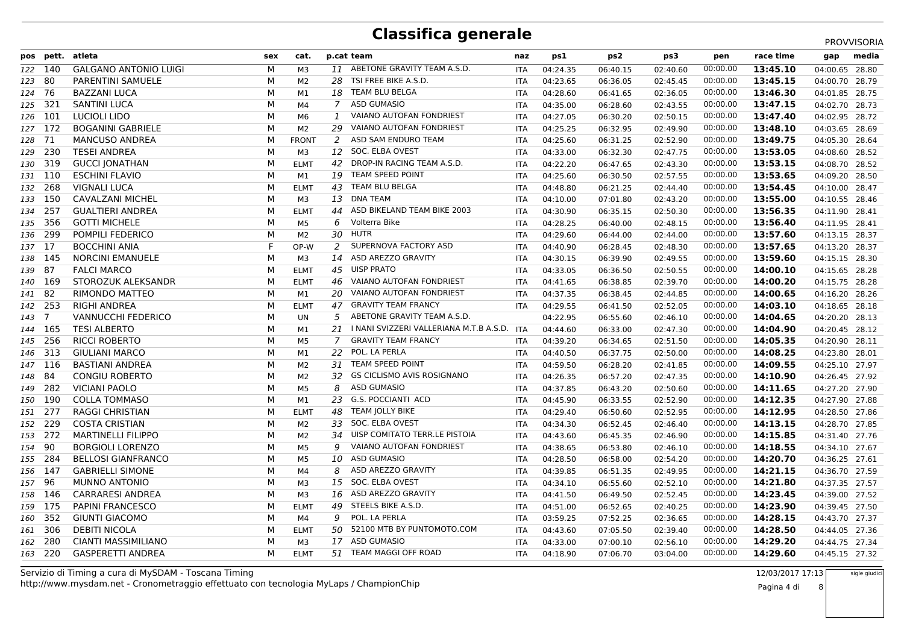# Classifica generale

PROVVISORIA

| pos | pett. | atleta | sex | cat. | p.cat | team | naz | ps1 | ps2 | ps3 | pen | race time | gap | media |
|---|---|---|---|---|---|---|---|---|---|---|---|---|---|---|
| 122 | 140 | GALGANO ANTONIO LUIGI | M | M3 | 11 | ABETONE GRAVITY TEAM A.S.D. | ITA | 04:24.35 | 06:40.15 | 02:40.60 | 00:00.00 | **13:45.10** | 04:00.65 | 28.80 |
| 123 | 80 | PARENTINI SAMUELE | M | M2 | 28 | TSI FREE BIKE A.S.D. | ITA | 04:23.65 | 06:36.05 | 02:45.45 | 00:00.00 | **13:45.15** | 04:00.70 | 28.79 |
| 124 | 76 | BAZZANI LUCA | M | M1 | 18 | TEAM BLU BELGA | ITA | 04:28.60 | 06:41.65 | 02:36.05 | 00:00.00 | **13:46.30** | 04:01.85 | 28.75 |
| 125 | 321 | SANTINI LUCA | M | M4 | 7 | ASD GUMASIO | ITA | 04:35.00 | 06:28.60 | 02:43.55 | 00:00.00 | **13:47.15** | 04:02.70 | 28.73 |
| 126 | 101 | LUCIOLI LIDO | M | M6 | 1 | VAIANO AUTOFAN FONDRIEST | ITA | 04:27.05 | 06:30.20 | 02:50.15 | 00:00.00 | **13:47.40** | 04:02.95 | 28.72 |
| 127 | 172 | BOGANINI GABRIELE | M | M2 | 29 | VAIANO AUTOFAN FONDRIEST | ITA | 04:25.25 | 06:32.95 | 02:49.90 | 00:00.00 | **13:48.10** | 04:03.65 | 28.69 |
| 128 | 71 | MANCUSO ANDREA | M | FRONT | 2 | ASD SAM ENDURO TEAM | ITA | 04:25.60 | 06:31.25 | 02:52.90 | 00:00.00 | **13:49.75** | 04:05.30 | 28.64 |
| 129 | 230 | TESEI ANDREA | M | M3 | 12 | SOC. ELBA OVEST | ITA | 04:33.00 | 06:32.30 | 02:47.75 | 00:00.00 | **13:53.05** | 04:08.60 | 28.52 |
| 130 | 319 | GUCCI JONATHAN | M | ELMT | 42 | DROP-IN RACING TEAM A.S.D. | ITA | 04:22.20 | 06:47.65 | 02:43.30 | 00:00.00 | **13:53.15** | 04:08.70 | 28.52 |
| 131 | 110 | ESCHINI FLAVIO | M | M1 | 19 | TEAM SPEED POINT | ITA | 04:25.60 | 06:30.50 | 02:57.55 | 00:00.00 | **13:53.65** | 04:09.20 | 28.50 |
| 132 | 268 | VIGNALI LUCA | M | ELMT | 43 | TEAM BLU BELGA | ITA | 04:48.80 | 06:21.25 | 02:44.40 | 00:00.00 | **13:54.45** | 04:10.00 | 28.47 |
| 133 | 150 | CAVALZANI MICHEL | M | M3 | 13 | DNA TEAM | ITA | 04:10.00 | 07:01.80 | 02:43.20 | 00:00.00 | **13:55.00** | 04:10.55 | 28.46 |
| 134 | 257 | GUALTIERI ANDREA | M | ELMT | 44 | ASD BIKELAND TEAM BIKE 2003 | ITA | 04:30.90 | 06:35.15 | 02:50.30 | 00:00.00 | **13:56.35** | 04:11.90 | 28.41 |
| 135 | 356 | GOTTI MICHELE | M | M5 | 6 | Volterra Bike | ITA | 04:28.25 | 06:40.00 | 02:48.15 | 00:00.00 | **13:56.40** | 04:11.95 | 28.41 |
| 136 | 299 | POMPILI FEDERICO | M | M2 | 30 | HUTR | ITA | 04:29.60 | 06:44.00 | 02:44.00 | 00:00.00 | **13:57.60** | 04:13.15 | 28.37 |
| 137 | 17 | BOCCHINI ANIA | F | OP-W | 2 | SUPERNOVA FACTORY ASD | ITA | 04:40.90 | 06:28.45 | 02:48.30 | 00:00.00 | **13:57.65** | 04:13.20 | 28.37 |
| 138 | 145 | NORCINI EMANUELE | M | M3 | 14 | ASD AREZZO GRAVITY | ITA | 04:30.15 | 06:39.90 | 02:49.55 | 00:00.00 | **13:59.60** | 04:15.15 | 28.30 |
| 139 | 87 | FALCI MARCO | M | ELMT | 45 | UISP PRATO | ITA | 04:33.05 | 06:36.50 | 02:50.55 | 00:00.00 | **14:00.10** | 04:15.65 | 28.28 |
| 140 | 169 | STOROZUK ALEKSANDR | M | ELMT | 46 | VAIANO AUTOFAN FONDRIEST | ITA | 04:41.65 | 06:38.85 | 02:39.70 | 00:00.00 | **14:00.20** | 04:15.75 | 28.28 |
| 141 | 82 | RIMONDO MATTEO | M | M1 | 20 | VAIANO AUTOFAN FONDRIEST | ITA | 04:37.35 | 06:38.45 | 02:44.85 | 00:00.00 | **14:00.65** | 04:16.20 | 28.26 |
| 142 | 253 | RIGHI ANDREA | M | ELMT | 47 | GRAVITY TEAM FRANCY | ITA | 04:29.55 | 06:41.50 | 02:52.05 | 00:00.00 | **14:03.10** | 04:18.65 | 28.18 |
| 143 | 7 | VANNUCCHI FEDERICO | M | UN | 5 | ABETONE GRAVITY TEAM A.S.D. | | 04:22.95 | 06:55.60 | 02:46.10 | 00:00.00 | **14:04.65** | 04:20.20 | 28.13 |
| 144 | 165 | TESI ALBERTO | M | M1 | 21 | I NANI SVIZZERI VALLERIANA M.T.B A.S.D. | ITA | 04:44.60 | 06:33.00 | 02:47.30 | 00:00.00 | **14:04.90** | 04:20.45 | 28.12 |
| 145 | 256 | RICCI ROBERTO | M | M5 | 7 | GRAVITY TEAM FRANCY | ITA | 04:39.20 | 06:34.65 | 02:51.50 | 00:00.00 | **14:05.35** | 04:20.90 | 28.11 |
| 146 | 313 | GIULIANI MARCO | M | M1 | 22 | POL. LA PERLA | ITA | 04:40.50 | 06:37.75 | 02:50.00 | 00:00.00 | **14:08.25** | 04:23.80 | 28.01 |
| 147 | 116 | BASTIANI ANDREA | M | M2 | 31 | TEAM SPEED POINT | ITA | 04:59.50 | 06:28.20 | 02:41.85 | 00:00.00 | **14:09.55** | 04:25.10 | 27.97 |
| 148 | 84 | CONGIU ROBERTO | M | M2 | 32 | GS CICLISMO AVIS ROSIGNANO | ITA | 04:26.35 | 06:57.20 | 02:47.35 | 00:00.00 | **14:10.90** | 04:26.45 | 27.92 |
| 149 | 282 | VICIANI PAOLO | M | M5 | 8 | ASD GUMASIO | ITA | 04:37.85 | 06:43.20 | 02:50.60 | 00:00.00 | **14:11.65** | 04:27.20 | 27.90 |
| 150 | 190 | COLLA TOMMASO | M | M1 | 23 | G.S. POCCIANTI ACD | ITA | 04:45.90 | 06:33.55 | 02:52.90 | 00:00.00 | **14:12.35** | 04:27.90 | 27.88 |
| 151 | 277 | RAGGI CHRISTIAN | M | ELMT | 48 | TEAM JOLLY BIKE | ITA | 04:29.40 | 06:50.60 | 02:52.95 | 00:00.00 | **14:12.95** | 04:28.50 | 27.86 |
| 152 | 229 | COSTA CRISTIAN | M | M2 | 33 | SOC. ELBA OVEST | ITA | 04:34.30 | 06:52.45 | 02:46.40 | 00:00.00 | **14:13.15** | 04:28.70 | 27.85 |
| 153 | 272 | MARTINELLI FILIPPO | M | M2 | 34 | UISP COMITATO TERR.LE PISTOIA | ITA | 04:43.60 | 06:45.35 | 02:46.90 | 00:00.00 | **14:15.85** | 04:31.40 | 27.76 |
| 154 | 90 | BORGIOLI LORENZO | M | M5 | 9 | VAIANO AUTOFAN FONDRIEST | ITA | 04:38.65 | 06:53.80 | 02:46.10 | 00:00.00 | **14:18.55** | 04:34.10 | 27.67 |
| 155 | 284 | BELLOSI GIANFRANCO | M | M5 | 10 | ASD GUMASIO | ITA | 04:28.50 | 06:58.00 | 02:54.20 | 00:00.00 | **14:20.70** | 04:36.25 | 27.61 |
| 156 | 147 | GABRIELLI SIMONE | M | M4 | 8 | ASD AREZZO GRAVITY | ITA | 04:39.85 | 06:51.35 | 02:49.95 | 00:00.00 | **14:21.15** | 04:36.70 | 27.59 |
| 157 | 96 | MUNNO ANTONIO | M | M3 | 15 | SOC. ELBA OVEST | ITA | 04:34.10 | 06:55.60 | 02:52.10 | 00:00.00 | **14:21.80** | 04:37.35 | 27.57 |
| 158 | 146 | CARRARESI ANDREA | M | M3 | 16 | ASD AREZZO GRAVITY | ITA | 04:41.50 | 06:49.50 | 02:52.45 | 00:00.00 | **14:23.45** | 04:39.00 | 27.52 |
| 159 | 175 | PAPINI FRANCESCO | M | ELMT | 49 | STEELS BIKE A.S.D. | ITA | 04:51.00 | 06:52.65 | 02:40.25 | 00:00.00 | **14:23.90** | 04:39.45 | 27.50 |
| 160 | 352 | GIUNTI GIACOMO | M | M4 | 9 | POL. LA PERLA | ITA | 03:59.25 | 07:52.25 | 02:36.65 | 00:00.00 | **14:28.15** | 04:43.70 | 27.37 |
| 161 | 306 | DEBITI NICOLA | M | ELMT | 50 | 52100 MTB BY PUNTOMOTO.COM | ITA | 04:43.60 | 07:05.50 | 02:39.40 | 00:00.00 | **14:28.50** | 04:44.05 | 27.36 |
| 162 | 280 | CIANTI MASSIMILIANO | M | M3 | 17 | ASD GUMASIO | ITA | 04:33.00 | 07:00.10 | 02:56.10 | 00:00.00 | **14:29.20** | 04:44.75 | 27.34 |
| 163 | 220 | GASPERETTI ANDREA | M | ELMT | 51 | TEAM MAGGI OFF ROAD | ITA | 04:18.90 | 07:06.70 | 03:04.00 | 00:00.00 | **14:29.60** | 04:45.15 | 27.32 |

Servizio di Timing a cura di MySDAM - Toscana Timing
http://www.mysdam.net - Cronometraggio effettuato con tecnologia MyLaps / ChampionChip

12/03/2017 17:13

sigle giudici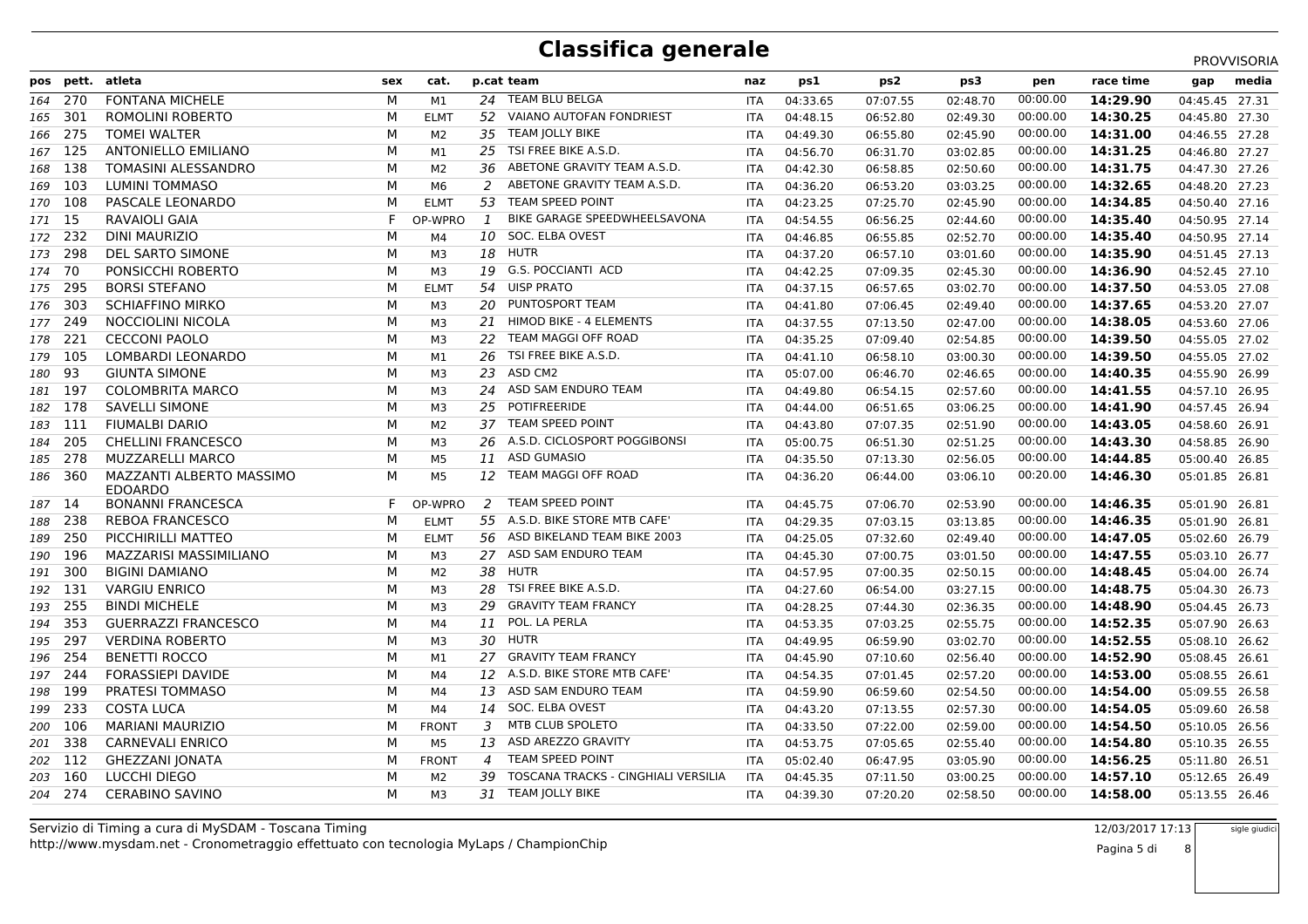# Classifica generale

PROVVISORIA

| pos | pett. | atleta | sex | cat. | p.cat | team | naz | ps1 | ps2 | ps3 | pen | race time | gap | media |
|---|---|---|---|---|---|---|---|---|---|---|---|---|---|---|
| 164 | 270 | FONTANA MICHELE | M | M1 | 24 | TEAM BLU BELGA | ITA | 04:33.65 | 07:07.55 | 02:48.70 | 00:00.00 | **14:29.90** | 04:45.45 | 27.31 |
| 165 | 301 | ROMOLINI ROBERTO | M | ELMT | 52 | VAIANO AUTOFAN FONDRIEST | ITA | 04:48.15 | 06:52.80 | 02:49.30 | 00:00.00 | **14:30.25** | 04:45.80 | 27.30 |
| 166 | 275 | TOMEI WALTER | M | M2 | 35 | TEAM JOLLY BIKE | ITA | 04:49.30 | 06:55.80 | 02:45.90 | 00:00.00 | **14:31.00** | 04:46.55 | 27.28 |
| 167 | 125 | ANTONIELLO EMILIANO | M | M1 | 25 | TSI FREE BIKE A.S.D. | ITA | 04:56.70 | 06:31.70 | 03:02.85 | 00:00.00 | **14:31.25** | 04:46.80 | 27.27 |
| 168 | 138 | TOMASINI ALESSANDRO | M | M2 | 36 | ABETONE GRAVITY TEAM A.S.D. | ITA | 04:42.30 | 06:58.85 | 02:50.60 | 00:00.00 | **14:31.75** | 04:47.30 | 27.26 |
| 169 | 103 | LUMINI TOMMASO | M | M6 | 2 | ABETONE GRAVITY TEAM A.S.D. | ITA | 04:36.20 | 06:53.20 | 03:03.25 | 00:00.00 | **14:32.65** | 04:48.20 | 27.23 |
| 170 | 108 | PASCALE LEONARDO | M | ELMT | 53 | TEAM SPEED POINT | ITA | 04:23.25 | 07:25.70 | 02:45.90 | 00:00.00 | **14:34.85** | 04:50.40 | 27.16 |
| 171 | 15 | RAVAIOLI GAIA | F | OP-WPRO | 1 | BIKE GARAGE SPEEDWHEELSAVONA | ITA | 04:54.55 | 06:56.25 | 02:44.60 | 00:00.00 | **14:35.40** | 04:50.95 | 27.14 |
| 172 | 232 | DINI MAURIZIO | M | M4 | 10 | SOC. ELBA OVEST | ITA | 04:46.85 | 06:55.85 | 02:52.70 | 00:00.00 | **14:35.40** | 04:50.95 | 27.14 |
| 173 | 298 | DEL SARTO SIMONE | M | M3 | 18 | HUTR | ITA | 04:37.20 | 06:57.10 | 03:01.60 | 00:00.00 | **14:35.90** | 04:51.45 | 27.13 |
| 174 | 70 | PONSICCHI ROBERTO | M | M3 | 19 | G.S. POCCIANTI ACD | ITA | 04:42.25 | 07:09.35 | 02:45.30 | 00:00.00 | **14:36.90** | 04:52.45 | 27.10 |
| 175 | 295 | BORSI STEFANO | M | ELMT | 54 | UISP PRATO | ITA | 04:37.15 | 06:57.65 | 03:02.70 | 00:00.00 | **14:37.50** | 04:53.05 | 27.08 |
| 176 | 303 | SCHIAFFINO MIRKO | M | M3 | 20 | PUNTOSPORT TEAM | ITA | 04:41.80 | 07:06.45 | 02:49.40 | 00:00.00 | **14:37.65** | 04:53.20 | 27.07 |
| 177 | 249 | NOCCIOLINI NICOLA | M | M3 | 21 | HIMOD BIKE - 4 ELEMENTS | ITA | 04:37.55 | 07:13.50 | 02:47.00 | 00:00.00 | **14:38.05** | 04:53.60 | 27.06 |
| 178 | 221 | CECCONI PAOLO | M | M3 | 22 | TEAM MAGGI OFF ROAD | ITA | 04:35.25 | 07:09.40 | 02:54.85 | 00:00.00 | **14:39.50** | 04:55.05 | 27.02 |
| 179 | 105 | LOMBARDI LEONARDO | M | M1 | 26 | TSI FREE BIKE A.S.D. | ITA | 04:41.10 | 06:58.10 | 03:00.30 | 00:00.00 | **14:39.50** | 04:55.05 | 27.02 |
| 180 | 93 | GIUNTA SIMONE | M | M3 | 23 | ASD CM2 | ITA | 05:07.00 | 06:46.70 | 02:46.65 | 00:00.00 | **14:40.35** | 04:55.90 | 26.99 |
| 181 | 197 | COLOMBRITA MARCO | M | M3 | 24 | ASD SAM ENDURO TEAM | ITA | 04:49.80 | 06:54.15 | 02:57.60 | 00:00.00 | **14:41.55** | 04:57.10 | 26.95 |
| 182 | 178 | SAVELLI SIMONE | M | M3 | 25 | POTIFREERIDE | ITA | 04:44.00 | 06:51.65 | 03:06.25 | 00:00.00 | **14:41.90** | 04:57.45 | 26.94 |
| 183 | 111 | FIUMALBI DARIO | M | M2 | 37 | TEAM SPEED POINT | ITA | 04:43.80 | 07:07.35 | 02:51.90 | 00:00.00 | **14:43.05** | 04:58.60 | 26.91 |
| 184 | 205 | CHELLINI FRANCESCO | M | M3 | 26 | A.S.D. CICLOSPORT POGGIBONSI | ITA | 05:00.75 | 06:51.30 | 02:51.25 | 00:00.00 | **14:43.30** | 04:58.85 | 26.90 |
| 185 | 278 | MUZZARELLI MARCO | M | M5 | 11 | ASD GUMASIO | ITA | 04:35.50 | 07:13.30 | 02:56.05 | 00:00.00 | **14:44.85** | 05:00.40 | 26.85 |
| 186 | 360 | MAZZANTI ALBERTO MASSIMO EDOARDO | M | M5 | 12 | TEAM MAGGI OFF ROAD | ITA | 04:36.20 | 06:44.00 | 03:06.10 | 00:20.00 | **14:46.30** | 05:01.85 | 26.81 |
| 187 | 14 | BONANNI FRANCESCA | F | OP-WPRO | 2 | TEAM SPEED POINT | ITA | 04:45.75 | 07:06.70 | 02:53.90 | 00:00.00 | **14:46.35** | 05:01.90 | 26.81 |
| 188 | 238 | REBOA FRANCESCO | M | ELMT | 55 | A.S.D. BIKE STORE MTB CAFE' | ITA | 04:29.35 | 07:03.15 | 03:13.85 | 00:00.00 | **14:46.35** | 05:01.90 | 26.81 |
| 189 | 250 | PICCHIRILLI MATTEO | M | ELMT | 56 | ASD BIKELAND TEAM BIKE 2003 | ITA | 04:25.05 | 07:32.60 | 02:49.40 | 00:00.00 | **14:47.05** | 05:02.60 | 26.79 |
| 190 | 196 | MAZZARISI MASSIMILIANO | M | M3 | 27 | ASD SAM ENDURO TEAM | ITA | 04:45.30 | 07:00.75 | 03:01.50 | 00:00.00 | **14:47.55** | 05:03.10 | 26.77 |
| 191 | 300 | BIGINI DAMIANO | M | M2 | 38 | HUTR | ITA | 04:57.95 | 07:00.35 | 02:50.15 | 00:00.00 | **14:48.45** | 05:04.00 | 26.74 |
| 192 | 131 | VARGIU ENRICO | M | M3 | 28 | TSI FREE BIKE A.S.D. | ITA | 04:27.60 | 06:54.00 | 03:27.15 | 00:00.00 | **14:48.75** | 05:04.30 | 26.73 |
| 193 | 255 | BINDI MICHELE | M | M3 | 29 | GRAVITY TEAM FRANCY | ITA | 04:28.25 | 07:44.30 | 02:36.35 | 00:00.00 | **14:48.90** | 05:04.45 | 26.73 |
| 194 | 353 | GUERRAZZI FRANCESCO | M | M4 | 11 | POL. LA PERLA | ITA | 04:53.35 | 07:03.25 | 02:55.75 | 00:00.00 | **14:52.35** | 05:07.90 | 26.63 |
| 195 | 297 | VERDINA ROBERTO | M | M3 | 30 | HUTR | ITA | 04:49.95 | 06:59.90 | 03:02.70 | 00:00.00 | **14:52.55** | 05:08.10 | 26.62 |
| 196 | 254 | BENETTI ROCCO | M | M1 | 27 | GRAVITY TEAM FRANCY | ITA | 04:45.90 | 07:10.60 | 02:56.40 | 00:00.00 | **14:52.90** | 05:08.45 | 26.61 |
| 197 | 244 | FORASSIEPI DAVIDE | M | M4 | 12 | A.S.D. BIKE STORE MTB CAFE' | ITA | 04:54.35 | 07:01.45 | 02:57.20 | 00:00.00 | **14:53.00** | 05:08.55 | 26.61 |
| 198 | 199 | PRATESI TOMMASO | M | M4 | 13 | ASD SAM ENDURO TEAM | ITA | 04:59.90 | 06:59.60 | 02:54.50 | 00:00.00 | **14:54.00** | 05:09.55 | 26.58 |
| 199 | 233 | COSTA LUCA | M | M4 | 14 | SOC. ELBA OVEST | ITA | 04:43.20 | 07:13.55 | 02:57.30 | 00:00.00 | **14:54.05** | 05:09.60 | 26.58 |
| 200 | 106 | MARIANI MAURIZIO | M | FRONT | 3 | MTB CLUB SPOLETO | ITA | 04:33.50 | 07:22.00 | 02:59.00 | 00:00.00 | **14:54.50** | 05:10.05 | 26.56 |
| 201 | 338 | CARNEVALI ENRICO | M | M5 | 13 | ASD AREZZO GRAVITY | ITA | 04:53.75 | 07:05.65 | 02:55.40 | 00:00.00 | **14:54.80** | 05:10.35 | 26.55 |
| 202 | 112 | GHEZZANI JONATA | M | FRONT | 4 | TEAM SPEED POINT | ITA | 05:02.40 | 06:47.95 | 03:05.90 | 00:00.00 | **14:56.25** | 05:11.80 | 26.51 |
| 203 | 160 | LUCCHI DIEGO | M | M2 | 39 | TOSCANA TRACKS - CINGHIALI VERSILIA | ITA | 04:45.35 | 07:11.50 | 03:00.25 | 00:00.00 | **14:57.10** | 05:12.65 | 26.49 |
| 204 | 274 | CERABINO SAVINO | M | M3 | 31 | TEAM JOLLY BIKE | ITA | 04:39.30 | 07:20.20 | 02:58.50 | 00:00.00 | **14:58.00** | 05:13.55 | 26.46 |

Servizio di Timing a cura di MySDAM - Toscana Timing
http://www.mysdam.net - Cronometraggio effettuato con tecnologia MyLaps / ChampionChip

12/03/2017 17:13

sigle giudici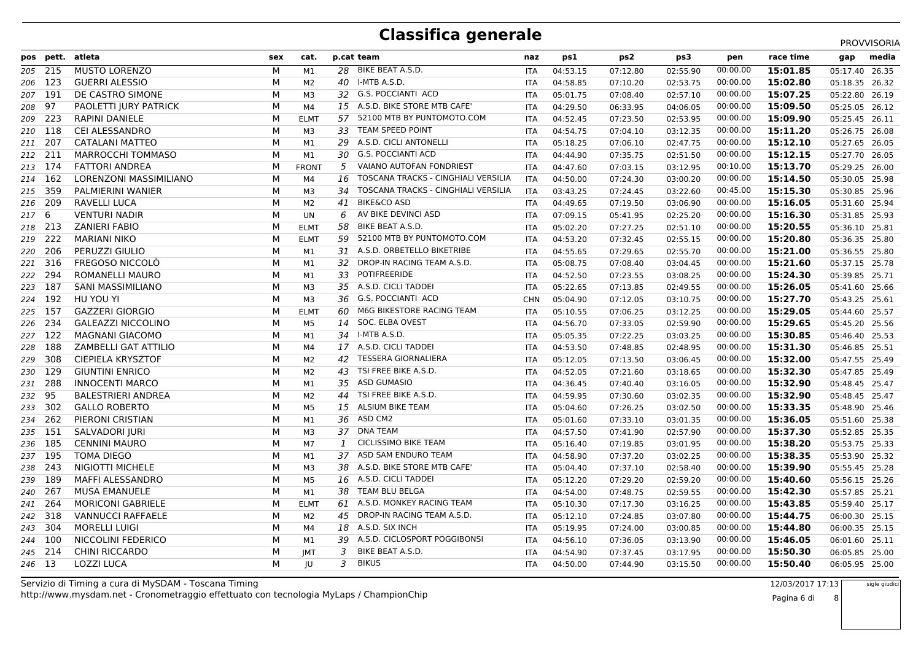# Classifica generale

PROVVISORIA

| pos | pett. | atleta | sex | cat. | p.cat | team | naz | ps1 | ps2 | ps3 | pen | race time | gap | media |
|---|---|---|---|---|---|---|---|---|---|---|---|---|---|---|
| 205 | 215 | MUSTO LORENZO | M | M1 | 28 | BIKE BEAT A.S.D. | ITA | 04:53.15 | 07:12.80 | 02:55.90 | 00:00.00 | **15:01.85** | 05:17.40 | 26.35 |
| 206 | 123 | GUERRI ALESSIO | M | M2 | 40 | I-MTB A.S.D. | ITA | 04:58.85 | 07:10.20 | 02:53.75 | 00:00.00 | **15:02.80** | 05:18.35 | 26.32 |
| 207 | 191 | DE CASTRO SIMONE | M | M3 | 32 | G.S. POCCIANTI ACD | ITA | 05:01.75 | 07:08.40 | 02:57.10 | 00:00.00 | **15:07.25** | 05:22.80 | 26.19 |
| 208 | 97 | PAOLETTI JURY PATRICK | M | M4 | 15 | A.S.D. BIKE STORE MTB CAFE' | ITA | 04:29.50 | 06:33.95 | 04:06.05 | 00:00.00 | **15:09.50** | 05:25.05 | 26.12 |
| 209 | 223 | RAPINI DANIELE | M | ELMT | 57 | 52100 MTB BY PUNTOMOTO.COM | ITA | 04:52.45 | 07:23.50 | 02:53.95 | 00:00.00 | **15:09.90** | 05:25.45 | 26.11 |
| 210 | 118 | CEI ALESSANDRO | M | M3 | 33 | TEAM SPEED POINT | ITA | 04:54.75 | 07:04.10 | 03:12.35 | 00:00.00 | **15:11.20** | 05:26.75 | 26.08 |
| 211 | 207 | CATALANI MATTEO | M | M1 | 29 | A.S.D. CICLI ANTONELLI | ITA | 05:18.25 | 07:06.10 | 02:47.75 | 00:00.00 | **15:12.10** | 05:27.65 | 26.05 |
| 212 | 211 | MARROCCHI TOMMASO | M | M1 | 30 | G.S. POCCIANTI ACD | ITA | 04:44.90 | 07:35.75 | 02:51.50 | 00:00.00 | **15:12.15** | 05:27.70 | 26.05 |
| 213 | 174 | FATTORI ANDREA | M | FRONT | 5 | VAIANO AUTOFAN FONDRIEST | ITA | 04:47.60 | 07:03.15 | 03:12.95 | 00:10.00 | **15:13.70** | 05:29.25 | 26.00 |
| 214 | 162 | LORENZONI MASSIMILIANO | M | M4 | 16 | TOSCANA TRACKS - CINGHIALI VERSILIA | ITA | 04:50.00 | 07:24.30 | 03:00.20 | 00:00.00 | **15:14.50** | 05:30.05 | 25.98 |
| 215 | 359 | PALMIERINI WANIER | M | M3 | 34 | TOSCANA TRACKS - CINGHIALI VERSILIA | ITA | 03:43.25 | 07:24.45 | 03:22.60 | 00:45.00 | **15:15.30** | 05:30.85 | 25.96 |
| 216 | 209 | RAVELLI LUCA | M | M2 | 41 | BIKE&CO ASD | ITA | 04:49.65 | 07:19.50 | 03:06.90 | 00:00.00 | **15:16.05** | 05:31.60 | 25.94 |
| 217 | 6 | VENTURI NADIR | M | UN | 6 | AV BIKE DEVINCI ASD | ITA | 07:09.15 | 05:41.95 | 02:25.20 | 00:00.00 | **15:16.30** | 05:31.85 | 25.93 |
| 218 | 213 | ZANIERI FABIO | M | ELMT | 58 | BIKE BEAT A.S.D. | ITA | 05:02.20 | 07:27.25 | 02:51.10 | 00:00.00 | **15:20.55** | 05:36.10 | 25.81 |
| 219 | 222 | MARIANI NIKO | M | ELMT | 59 | 52100 MTB BY PUNTOMOTO.COM | ITA | 04:53.20 | 07:32.45 | 02:55.15 | 00:00.00 | **15:20.80** | 05:36.35 | 25.80 |
| 220 | 206 | PERUZZI GIULIO | M | M1 | 31 | A.S.D. ORBETELLO BIKETRIBE | ITA | 04:55.65 | 07:29.65 | 02:55.70 | 00:00.00 | **15:21.00** | 05:36.55 | 25.80 |
| 221 | 316 | FREGOSO NICCOLÒ | M | M1 | 32 | DROP-IN RACING TEAM A.S.D. | ITA | 05:08.75 | 07:08.40 | 03:04.45 | 00:00.00 | **15:21.60** | 05:37.15 | 25.78 |
| 222 | 294 | ROMANELLI MAURO | M | M1 | 33 | POTIFREERIDE | ITA | 04:52.50 | 07:23.55 | 03:08.25 | 00:00.00 | **15:24.30** | 05:39.85 | 25.71 |
| 223 | 187 | SANI MASSIMILIANO | M | M3 | 35 | A.S.D. CICLI TADDEI | ITA | 05:22.65 | 07:13.85 | 02:49.55 | 00:00.00 | **15:26.05** | 05:41.60 | 25.66 |
| 224 | 192 | HU YOU YI | M | M3 | 36 | G.S. POCCIANTI ACD | CHN | 05:04.90 | 07:12.05 | 03:10.75 | 00:00.00 | **15:27.70** | 05:43.25 | 25.61 |
| 225 | 157 | GAZZERI GIORGIO | M | ELMT | 60 | M6G BIKESTORE RACING TEAM | ITA | 05:10.55 | 07:06.25 | 03:12.25 | 00:00.00 | **15:29.05** | 05:44.60 | 25.57 |
| 226 | 234 | GALEAZZI NICCOLINO | M | M5 | 14 | SOC. ELBA OVEST | ITA | 04:56.70 | 07:33.05 | 02:59.90 | 00:00.00 | **15:29.65** | 05:45.20 | 25.56 |
| 227 | 122 | MAGNANI GIACOMO | M | M1 | 34 | I-MTB A.S.D. | ITA | 05:05.35 | 07:22.25 | 03:03.25 | 00:00.00 | **15:30.85** | 05:46.40 | 25.53 |
| 228 | 188 | ZAMBELLI GAT ATTILIO | M | M4 | 17 | A.S.D. CICLI TADDEI | ITA | 04:53.50 | 07:48.85 | 02:48.95 | 00:00.00 | **15:31.30** | 05:46.85 | 25.51 |
| 229 | 308 | CIEPIELA KRYSZTOF | M | M2 | 42 | TESSERA GIORNALIERA | ITA | 05:12.05 | 07:13.50 | 03:06.45 | 00:00.00 | **15:32.00** | 05:47.55 | 25.49 |
| 230 | 129 | GIUNTINI ENRICO | M | M2 | 43 | TSI FREE BIKE A.S.D. | ITA | 04:52.05 | 07:21.60 | 03:18.65 | 00:00.00 | **15:32.30** | 05:47.85 | 25.49 |
| 231 | 288 | INNOCENTI MARCO | M | M1 | 35 | ASD GUMASIO | ITA | 04:36.45 | 07:40.40 | 03:16.05 | 00:00.00 | **15:32.90** | 05:48.45 | 25.47 |
| 232 | 95 | BALESTRIERI ANDREA | M | M2 | 44 | TSI FREE BIKE A.S.D. | ITA | 04:59.95 | 07:30.60 | 03:02.35 | 00:00.00 | **15:32.90** | 05:48.45 | 25.47 |
| 233 | 302 | GALLO ROBERTO | M | M5 | 15 | ALSIUM BIKE TEAM | ITA | 05:04.60 | 07:26.25 | 03:02.50 | 00:00.00 | **15:33.35** | 05:48.90 | 25.46 |
| 234 | 262 | PIERONI CRISTIAN | M | M1 | 36 | ASD CM2 | ITA | 05:01.60 | 07:33.10 | 03:01.35 | 00:00.00 | **15:36.05** | 05:51.60 | 25.38 |
| 235 | 151 | SALVADORI JURI | M | M3 | 37 | DNA TEAM | ITA | 04:57.50 | 07:41.90 | 02:57.90 | 00:00.00 | **15:37.30** | 05:52.85 | 25.35 |
| 236 | 185 | CENNINI MAURO | M | M7 | 1 | CICLISSIMO BIKE TEAM | ITA | 05:16.40 | 07:19.85 | 03:01.95 | 00:00.00 | **15:38.20** | 05:53.75 | 25.33 |
| 237 | 195 | TOMA DIEGO | M | M1 | 37 | ASD SAM ENDURO TEAM | ITA | 04:58.90 | 07:37.20 | 03:02.25 | 00:00.00 | **15:38.35** | 05:53.90 | 25.32 |
| 238 | 243 | NIGIOTTI MICHELE | M | M3 | 38 | A.S.D. BIKE STORE MTB CAFE' | ITA | 05:04.40 | 07:37.10 | 02:58.40 | 00:00.00 | **15:39.90** | 05:55.45 | 25.28 |
| 239 | 189 | MAFFI ALESSANDRO | M | M5 | 16 | A.S.D. CICLI TADDEI | ITA | 05:12.20 | 07:29.20 | 02:59.20 | 00:00.00 | **15:40.60** | 05:56.15 | 25.26 |
| 240 | 267 | MUSA EMANUELE | M | M1 | 38 | TEAM BLU BELGA | ITA | 04:54.00 | 07:48.75 | 02:59.55 | 00:00.00 | **15:42.30** | 05:57.85 | 25.21 |
| 241 | 264 | MORICONI GABRIELE | M | ELMT | 61 | A.S.D. MONKEY RACING TEAM | ITA | 05:10.30 | 07:17.30 | 03:16.25 | 00:00.00 | **15:43.85** | 05:59.40 | 25.17 |
| 242 | 318 | VANNUCCI RAFFAELE | M | M2 | 45 | DROP-IN RACING TEAM A.S.D. | ITA | 05:12.10 | 07:24.85 | 03:07.80 | 00:00.00 | **15:44.75** | 06:00.30 | 25.15 |
| 243 | 304 | MORELLI LUIGI | M | M4 | 18 | A.S.D. SIX INCH | ITA | 05:19.95 | 07:24.00 | 03:00.85 | 00:00.00 | **15:44.80** | 06:00.35 | 25.15 |
| 244 | 100 | NICCOLINI FEDERICO | M | M1 | 39 | A.S.D. CICLOSPORT POGGIBONSI | ITA | 04:56.10 | 07:36.05 | 03:13.90 | 00:00.00 | **15:46.05** | 06:01.60 | 25.11 |
| 245 | 214 | CHINI RICCARDO | M | JMT | 3 | BIKE BEAT A.S.D. | ITA | 04:54.90 | 07:37.45 | 03:17.95 | 00:00.00 | **15:50.30** | 06:05.85 | 25.00 |
| 246 | 13 | LOZZI LUCA | M | JU | 3 | BIKUS | ITA | 04:50.00 | 07:44.90 | 03:15.50 | 00:00.00 | **15:50.40** | 06:05.95 | 25.00 |

Servizio di Timing a cura di MySDAM - Toscana Timing
http://www.mysdam.net - Cronometraggio effettuato con tecnologia MyLaps / ChampionChip

12/03/2017 17:13

sigle giudici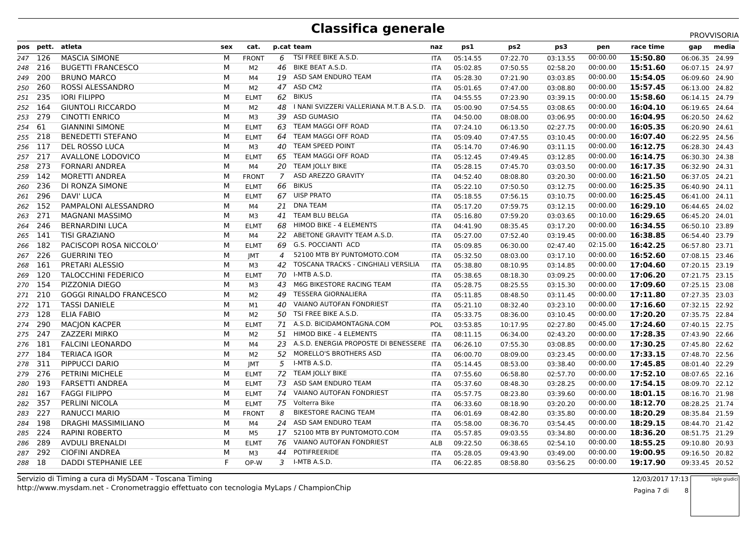# Classifica generale

PROVVISORIA

| pos | pett. | atleta | sex | cat. | p.cat | team | naz | ps1 | ps2 | ps3 | pen | race time | gap | media |
|---|---|---|---|---|---|---|---|---|---|---|---|---|---|---|
| 247 | 126 | MASCIA SIMONE | M | FRONT | 6 | TSI FREE BIKE A.S.D. | ITA | 05:14.55 | 07:22.70 | 03:13.55 | 00:00.00 | **15:50.80** | 06:06.35 | 24.99 |
| 248 | 216 | BUGETTI FRANCESCO | M | M2 | 46 | BIKE BEAT A.S.D. | ITA | 05:02.85 | 07:50.55 | 02:58.20 | 00:00.00 | **15:51.60** | 06:07.15 | 24.97 |
| 249 | 200 | BRUNO MARCO | M | M4 | 19 | ASD SAM ENDURO TEAM | ITA | 05:28.30 | 07:21.90 | 03:03.85 | 00:00.00 | **15:54.05** | 06:09.60 | 24.90 |
| 250 | 260 | ROSSI ALESSANDRO | M | M2 | 47 | ASD CM2 | ITA | 05:01.65 | 07:47.00 | 03:08.80 | 00:00.00 | **15:57.45** | 06:13.00 | 24.82 |
| 251 | 235 | IORI FILIPPO | M | ELMT | 62 | BIKUS | ITA | 04:55.55 | 07:23.90 | 03:39.15 | 00:00.00 | **15:58.60** | 06:14.15 | 24.79 |
| 252 | 164 | GIUNTOLI RICCARDO | M | M2 | 48 | I NANI SVIZZERI VALLERIANA M.T.B A.S.D. | ITA | 05:00.90 | 07:54.55 | 03:08.65 | 00:00.00 | **16:04.10** | 06:19.65 | 24.64 |
| 253 | 279 | CINOTTI ENRICO | M | M3 | 39 | ASD GUMASIO | ITA | 04:50.00 | 08:08.00 | 03:06.95 | 00:00.00 | **16:04.95** | 06:20.50 | 24.62 |
| 254 | 61 | GIANNINI SIMONE | M | ELMT | 63 | TEAM MAGGI OFF ROAD | ITA | 07:24.10 | 06:13.50 | 02:27.75 | 00:00.00 | **16:05.35** | 06:20.90 | 24.61 |
| 255 | 218 | BENEDETTI STEFANO | M | ELMT | 64 | TEAM MAGGI OFF ROAD | ITA | 05:09.40 | 07:47.55 | 03:10.45 | 00:00.00 | **16:07.40** | 06:22.95 | 24.56 |
| 256 | 117 | DEL ROSSO LUCA | M | M3 | 40 | TEAM SPEED POINT | ITA | 05:14.70 | 07:46.90 | 03:11.15 | 00:00.00 | **16:12.75** | 06:28.30 | 24.43 |
| 257 | 217 | AVALLONE LODOVICO | M | ELMT | 65 | TEAM MAGGI OFF ROAD | ITA | 05:12.45 | 07:49.45 | 03:12.85 | 00:00.00 | **16:14.75** | 06:30.30 | 24.38 |
| 258 | 273 | FORNARI ANDREA | M | M4 | 20 | TEAM JOLLY BIKE | ITA | 05:28.15 | 07:45.70 | 03:03.50 | 00:00.00 | **16:17.35** | 06:32.90 | 24.31 |
| 259 | 142 | MORETTI ANDREA | M | FRONT | 7 | ASD AREZZO GRAVITY | ITA | 04:52.40 | 08:08.80 | 03:20.30 | 00:00.00 | **16:21.50** | 06:37.05 | 24.21 |
| 260 | 236 | DI RONZA SIMONE | M | ELMT | 66 | BIKUS | ITA | 05:22.10 | 07:50.50 | 03:12.75 | 00:00.00 | **16:25.35** | 06:40.90 | 24.11 |
| 261 | 296 | DAVI' LUCA | M | ELMT | 67 | UISP PRATO | ITA | 05:18.55 | 07:56.15 | 03:10.75 | 00:00.00 | **16:25.45** | 06:41.00 | 24.11 |
| 262 | 152 | PAMPALONI ALESSANDRO | M | M4 | 21 | DNA TEAM | ITA | 05:17.20 | 07:59.75 | 03:12.15 | 00:00.00 | **16:29.10** | 06:44.65 | 24.02 |
| 263 | 271 | MAGNANI MASSIMO | M | M3 | 41 | TEAM BLU BELGA | ITA | 05:16.80 | 07:59.20 | 03:03.65 | 00:10.00 | **16:29.65** | 06:45.20 | 24.01 |
| 264 | 246 | BERNARDINI LUCA | M | ELMT | 68 | HIMOD BIKE - 4 ELEMENTS | ITA | 04:41.90 | 08:35.45 | 03:17.20 | 00:00.00 | **16:34.55** | 06:50.10 | 23.89 |
| 265 | 141 | TISI GRAZIANO | M | M4 | 22 | ABETONE GRAVITY TEAM A.S.D. | ITA | 05:27.00 | 07:52.40 | 03:19.45 | 00:00.00 | **16:38.85** | 06:54.40 | 23.79 |
| 266 | 182 | PACISCOPI ROSA NICCOLO' | M | ELMT | 69 | G.S. POCCIANTI ACD | ITA | 05:09.85 | 06:30.00 | 02:47.40 | 02:15.00 | **16:42.25** | 06:57.80 | 23.71 |
| 267 | 226 | GUERRINI TEO | M | JMT | 4 | 52100 MTB BY PUNTOMOTO.COM | ITA | 05:32.50 | 08:03.00 | 03:17.10 | 00:00.00 | **16:52.60** | 07:08.15 | 23.46 |
| 268 | 161 | PRETARI ALESSIO | M | M3 | 42 | TOSCANA TRACKS - CINGHIALI VERSILIA | ITA | 05:38.80 | 08:10.95 | 03:14.85 | 00:00.00 | **17:04.60** | 07:20.15 | 23.19 |
| 269 | 120 | TALOCCHINI FEDERICO | M | ELMT | 70 | I-MTB A.S.D. | ITA | 05:38.65 | 08:18.30 | 03:09.25 | 00:00.00 | **17:06.20** | 07:21.75 | 23.15 |
| 270 | 154 | PIZZONIA DIEGO | M | M3 | 43 | M6G BIKESTORE RACING TEAM | ITA | 05:28.75 | 08:25.55 | 03:15.30 | 00:00.00 | **17:09.60** | 07:25.15 | 23.08 |
| 271 | 210 | GOGGI RINALDO FRANCESCO | M | M2 | 49 | TESSERA GIORNALIERA | ITA | 05:11.85 | 08:48.50 | 03:11.45 | 00:00.00 | **17:11.80** | 07:27.35 | 23.03 |
| 272 | 171 | TASSI DANIELE | M | M1 | 40 | VAIANO AUTOFAN FONDRIEST | ITA | 05:21.10 | 08:32.40 | 03:23.10 | 00:00.00 | **17:16.60** | 07:32.15 | 22.92 |
| 273 | 128 | ELIA FABIO | M | M2 | 50 | TSI FREE BIKE A.S.D. | ITA | 05:33.75 | 08:36.00 | 03:10.45 | 00:00.00 | **17:20.20** | 07:35.75 | 22.84 |
| 274 | 290 | MACJON KACPER | M | ELMT | 71 | A.S.D. BICIDAMONTAGNA.COM | POL | 03:53.85 | 10:17.95 | 02:27.80 | 00:45.00 | **17:24.60** | 07:40.15 | 22.75 |
| 275 | 247 | ZAZZERI MIRKO | M | M2 | 51 | HIMOD BIKE - 4 ELEMENTS | ITA | 08:11.15 | 06:34.00 | 02:43.20 | 00:00.00 | **17:28.35** | 07:43.90 | 22.66 |
| 276 | 181 | FALCINI LEONARDO | M | M4 | 23 | A.S.D. ENERGIA PROPOSTE DI BENESSERE | ITA | 06:26.10 | 07:55.30 | 03:08.85 | 00:00.00 | **17:30.25** | 07:45.80 | 22.62 |
| 277 | 184 | TERIACA IGOR | M | M2 | 52 | MORELLO'S BROTHERS ASD | ITA | 06:00.70 | 08:09.00 | 03:23.45 | 00:00.00 | **17:33.15** | 07:48.70 | 22.56 |
| 278 | 311 | PIPPUCCI DARIO | M | JMT | 5 | I-MTB A.S.D. | ITA | 05:14.45 | 08:53.00 | 03:38.40 | 00:00.00 | **17:45.85** | 08:01.40 | 22.29 |
| 279 | 276 | PETRINI MICHELE | M | ELMT | 72 | TEAM JOLLY BIKE | ITA | 07:55.60 | 06:58.80 | 02:57.70 | 00:00.00 | **17:52.10** | 08:07.65 | 22.16 |
| 280 | 193 | FARSETTI ANDREA | M | ELMT | 73 | ASD SAM ENDURO TEAM | ITA | 05:37.60 | 08:48.30 | 03:28.25 | 00:00.00 | **17:54.15** | 08:09.70 | 22.12 |
| 281 | 167 | FAGGI FILIPPO | M | ELMT | 74 | VAIANO AUTOFAN FONDRIEST | ITA | 05:57.75 | 08:23.80 | 03:39.60 | 00:00.00 | **18:01.15** | 08:16.70 | 21.98 |
| 282 | 357 | PERLINI NICOLA | M | ELMT | 75 | Volterra Bike | ITA | 06:33.60 | 08:18.90 | 03:20.20 | 00:00.00 | **18:12.70** | 08:28.25 | 21.74 |
| 283 | 227 | RANUCCI MARIO | M | FRONT | 8 | BIKESTORE RACING TEAM | ITA | 06:01.69 | 08:42.80 | 03:35.80 | 00:00.00 | **18:20.29** | 08:35.84 | 21.59 |
| 284 | 198 | DRAGHI MASSIMILIANO | M | M4 | 24 | ASD SAM ENDURO TEAM | ITA | 05:58.00 | 08:36.70 | 03:54.45 | 00:00.00 | **18:29.15** | 08:44.70 | 21.42 |
| 285 | 224 | RAPINI ROBERTO | M | M5 | 17 | 52100 MTB BY PUNTOMOTO.COM | ITA | 05:57.85 | 09:03.55 | 03:34.80 | 00:00.00 | **18:36.20** | 08:51.75 | 21.29 |
| 286 | 289 | AVDULI BRENALDI | M | ELMT | 76 | VAIANO AUTOFAN FONDRIEST | ALB | 09:22.50 | 06:38.65 | 02:54.10 | 00:00.00 | **18:55.25** | 09:10.80 | 20.93 |
| 287 | 292 | CIOFINI ANDREA | M | M3 | 44 | POTIFREERIDE | ITA | 05:28.05 | 09:43.90 | 03:49.00 | 00:00.00 | **19:00.95** | 09:16.50 | 20.82 |
| 288 | 18 | DADDI STEPHANIE LEE | F | OP-W | 3 | I-MTB A.S.D. | ITA | 06:22.85 | 08:58.80 | 03:56.25 | 00:00.00 | **19:17.90** | 09:33.45 | 20.52 |

Servizio di Timing a cura di MySDAM - Toscana Timing
http://www.mysdam.net - Cronometraggio effettuato con tecnologia MyLaps / ChampionChip

12/03/2017 17:13

sigle giudici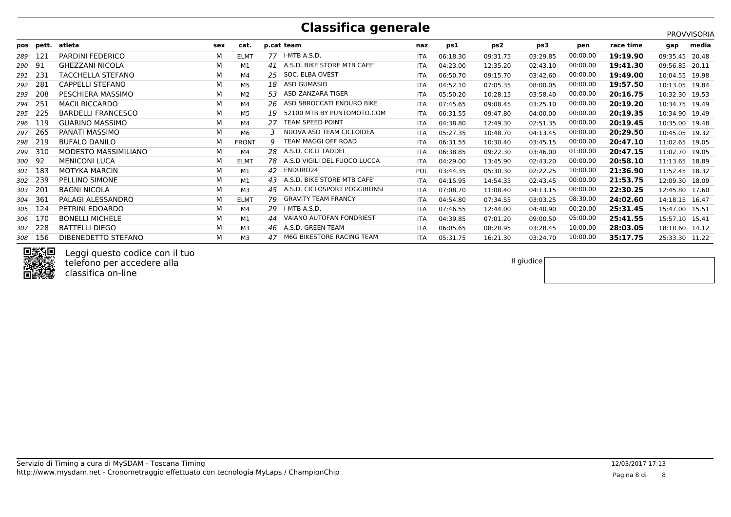# Classifica generale

PROVVISORIA

| pos | pett. | atleta | sex | cat. | p.cat | team | naz | ps1 | ps2 | ps3 | pen | race time | gap | media |
|---|---|---|---|---|---|---|---|---|---|---|---|---|---|---|
| 289 | 121 | PARDINI FEDERICO | M | ELMT | 77 | I-MTB A.S.D. | ITA | 06:18.30 | 09:31.75 | 03:29.85 | 00:00.00 | **19:19.90** | 09:35.45 | 20.48 |
| 290 | 91 | GHEZZANI NICOLA | M | M1 | 41 | A.S.D. BIKE STORE MTB CAFE' | ITA | 04:23.00 | 12:35.20 | 02:43.10 | 00:00.00 | **19:41.30** | 09:56.85 | 20.11 |
| 291 | 231 | TACCHELLA STEFANO | M | M4 | 25 | SOC. ELBA OVEST | ITA | 06:50.70 | 09:15.70 | 03:42.60 | 00:00.00 | **19:49.00** | 10:04.55 | 19.98 |
| 292 | 281 | CAPPELLI STEFANO | M | M5 | 18 | ASD GUMASIO | ITA | 04:52.10 | 07:05.35 | 08:00.05 | 00:00.00 | **19:57.50** | 10:13.05 | 19.84 |
| 293 | 208 | PESCHIERA MASSIMO | M | M2 | 53 | ASD ZANZARA TIGER | ITA | 05:50.20 | 10:28.15 | 03:58.40 | 00:00.00 | **20:16.75** | 10:32.30 | 19.53 |
| 294 | 251 | MACII RICCARDO | M | M4 | 26 | ASD SBROCCATI ENDURO BIKE | ITA | 07:45.65 | 09:08.45 | 03:25.10 | 00:00.00 | **20:19.20** | 10:34.75 | 19.49 |
| 295 | 225 | BARDELLI FRANCESCO | M | M5 | 19 | 52100 MTB BY PUNTOMOTO.COM | ITA | 06:31.55 | 09:47.80 | 04:00.00 | 00:00.00 | **20:19.35** | 10:34.90 | 19.49 |
| 296 | 119 | GUARINO MASSIMO | M | M4 | 27 | TEAM SPEED POINT | ITA | 04:38.80 | 12:49.30 | 02:51.35 | 00:00.00 | **20:19.45** | 10:35.00 | 19.48 |
| 297 | 265 | PANATI MASSIMO | M | M6 | 3 | NUOVA ASD TEAM CICLOIDEA | ITA | 05:27.35 | 10:48.70 | 04:13.45 | 00:00.00 | **20:29.50** | 10:45.05 | 19.32 |
| 298 | 219 | BUFALO DANILO | M | FRONT | 9 | TEAM MAGGI OFF ROAD | ITA | 06:31.55 | 10:30.40 | 03:45.15 | 00:00.00 | **20:47.10** | 11:02.65 | 19.05 |
| 299 | 310 | MODESTO MASSIMILIANO | M | M4 | 28 | A.S.D. CICLI TADDEI | ITA | 06:38.85 | 09:22.30 | 03:46.00 | 01:00.00 | **20:47.15** | 11:02.70 | 19.05 |
| 300 | 92 | MENICONI LUCA | M | ELMT | 78 | A.S.D VIGILI DEL FUOCO LUCCA | ITA | 04:29.00 | 13:45.90 | 02:43.20 | 00:00.00 | **20:58.10** | 11:13.65 | 18.89 |
| 301 | 183 | MOTYKA MARCIN | M | M1 | 42 | ENDURO24 | POL | 03:44.35 | 05:30.30 | 02:22.25 | 10:00.00 | **21:36.90** | 11:52.45 | 18.32 |
| 302 | 239 | PELLINO SIMONE | M | M1 | 43 | A.S.D. BIKE STORE MTB CAFE' | ITA | 04:15.95 | 14:54.35 | 02:43.45 | 00:00.00 | **21:53.75** | 12:09.30 | 18.09 |
| 303 | 201 | BAGNI NICOLA | M | M3 | 45 | A.S.D. CICLOSPORT POGGIBONSI | ITA | 07:08.70 | 11:08.40 | 04:13.15 | 00:00.00 | **22:30.25** | 12:45.80 | 17.60 |
| 304 | 361 | PALAGI ALESSANDRO | M | ELMT | 79 | GRAVITY TEAM FRANCY | ITA | 04:54.80 | 07:34.55 | 03:03.25 | 08:30.00 | **24:02.60** | 14:18.15 | 16.47 |
| 305 | 124 | PETRINI EDOARDO | M | M4 | 29 | I-MTB A.S.D. | ITA | 07:46.55 | 12:44.00 | 04:40.90 | 00:20.00 | **25:31.45** | 15:47.00 | 15.51 |
| 306 | 170 | BONELLI MICHELE | M | M1 | 44 | VAIANO AUTOFAN FONDRIEST | ITA | 04:39.85 | 07:01.20 | 09:00.50 | 05:00.00 | **25:41.55** | 15:57.10 | 15.41 |
| 307 | 228 | BATTELLI DIEGO | M | M3 | 46 | A.S.D. GREEN TEAM | ITA | 06:05.65 | 08:28.95 | 03:28.45 | 10:00.00 | **28:03.05** | 18:18.60 | 14.12 |
| 308 | 156 | DIBENEDETTO STEFANO | M | M3 | 47 | M6G BIKESTORE RACING TEAM | ITA | 05:31.75 | 16:21.30 | 03:24.70 | 10:00.00 | **35:17.75** | 25:33.30 | 11.22 |

Leggi questo codice con il tuo telefono per accedere alla classifica on-line

Il giudice

Servizio di Timing a cura di MySDAM - Toscana Timing
http://www.mysdam.net - Cronometraggio effettuato con tecnologia MyLaps / ChampionChip

12/03/2017 17:13